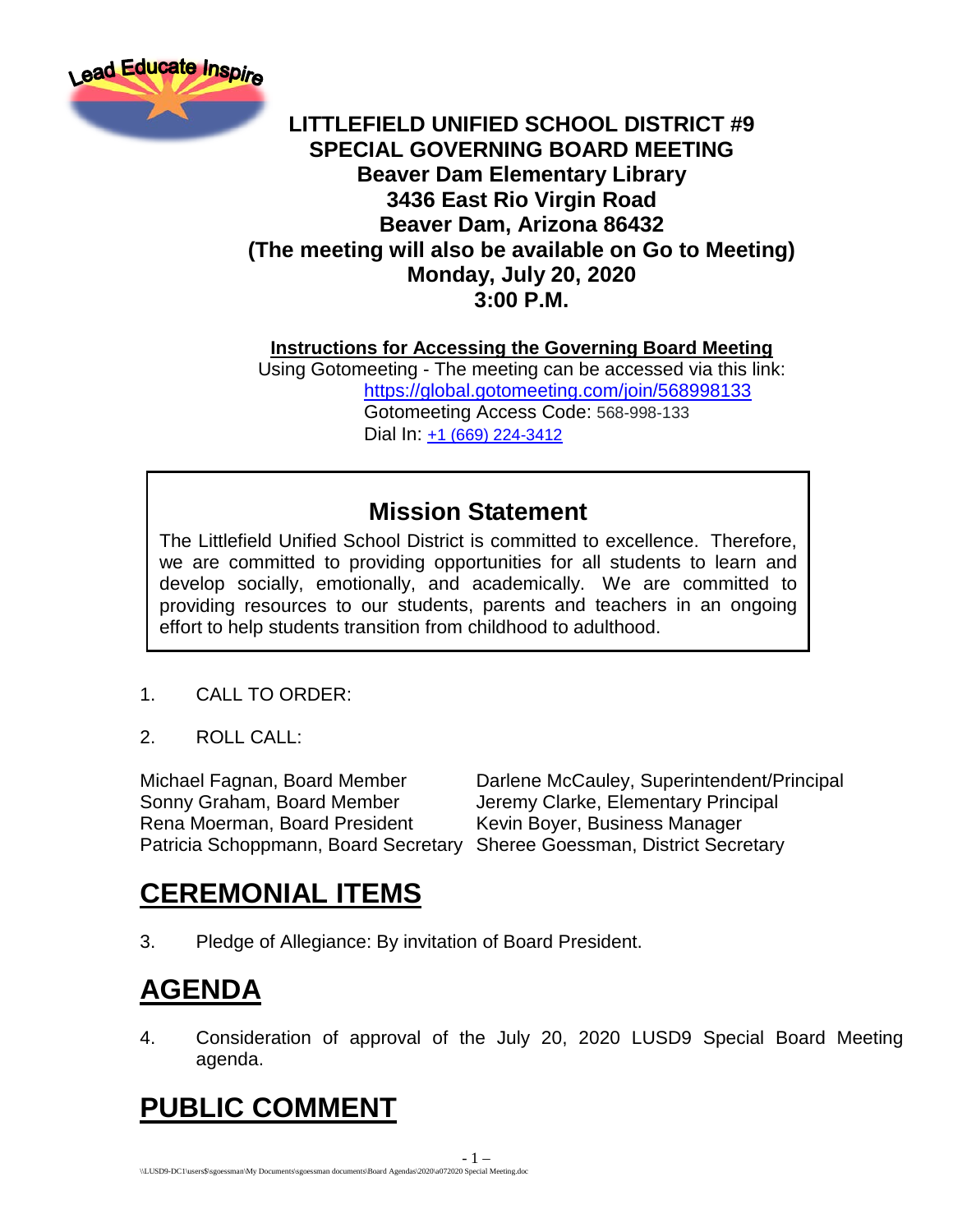Lead Educate Inspire

**LITTLEFIELD UNIFIED SCHOOL DISTRICT #9**
**SPECIAL GOVERNING BOARD MEETING**
**Beaver Dam Elementary Library**
**3436 East Rio Virgin Road**
**Beaver Dam, Arizona 86432**
**(The meeting will also be available on Go to Meeting)**
**Monday, July 20, 2020**
**3:00 P.M.**

**Instructions for Accessing the Governing Board Meeting**

Using Gotomeeting - The meeting can be accessed via this link:
https://global.gotomeeting.com/join/568998133
Gotomeeting Access Code: 568-998-133
Dial In: +1 (669) 224-3412

## Mission Statement

The Littlefield Unified School District is committed to excellence. Therefore, we are committed to providing opportunities for all students to learn and develop socially, emotionally, and academically. We are committed to providing resources to our students, parents and teachers in an ongoing effort to help students transition from childhood to adulthood.

1. CALL TO ORDER:

2. ROLL CALL:

Michael Fagnan, Board Member
Sonny Graham, Board Member
Rena Moerman, Board President
Patricia Schoppmann, Board Secretary

Darlene McCauley, Superintendent/Principal
Jeremy Clarke, Elementary Principal
Kevin Boyer, Business Manager
Sheree Goessman, District Secretary

# CEREMONIAL ITEMS

3. Pledge of Allegiance: By invitation of Board President.

# AGENDA

4. Consideration of approval of the July 20, 2020 LUSD9 Special Board Meeting agenda.

# PUBLIC COMMENT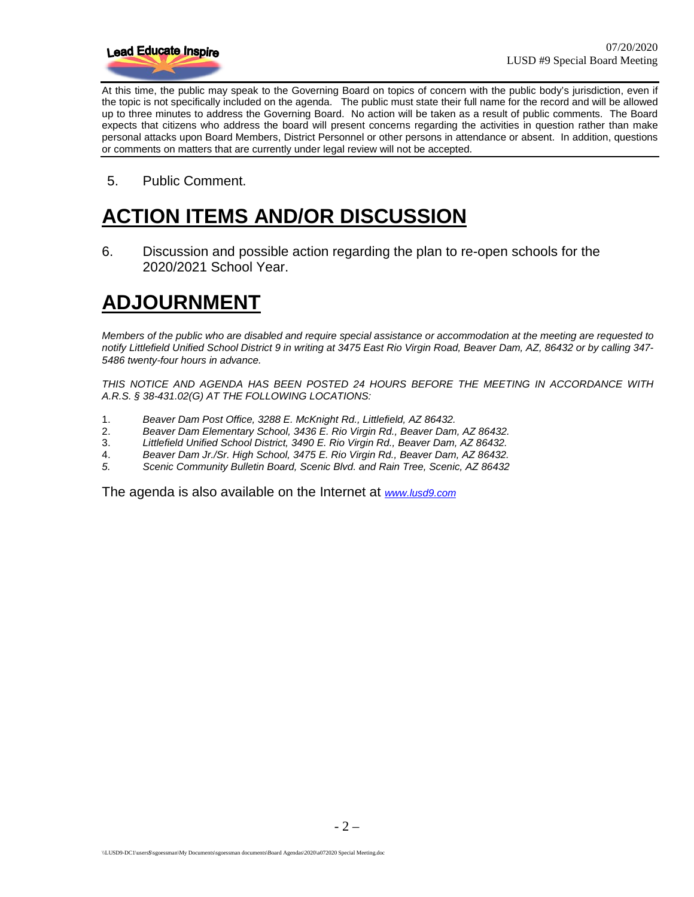At this time, the public may speak to the Governing Board on topics of concern with the public body's jurisdiction, even if the topic is not specifically included on the agenda. The public must state their full name for the record and will be allowed up to three minutes to address the Governing Board. No action will be taken as a result of public comments. The Board expects that citizens who address the board will present concerns regarding the activities in question rather than make personal attacks upon Board Members, District Personnel or other persons in attendance or absent. In addition, questions or comments on matters that are currently under legal review will not be accepted.

5. Public Comment.

# ACTION ITEMS AND/OR DISCUSSION

6. Discussion and possible action regarding the plan to re-open schools for the 2020/2021 School Year.

# ADJOURNMENT

*Members of the public who are disabled and require special assistance or accommodation at the meeting are requested to notify Littlefield Unified School District 9 in writing at 3475 East Rio Virgin Road, Beaver Dam, AZ, 86432 or by calling 347-5486 twenty-four hours in advance.*

*THIS NOTICE AND AGENDA HAS BEEN POSTED 24 HOURS BEFORE THE MEETING IN ACCORDANCE WITH A.R.S. § 38-431.02(G) AT THE FOLLOWING LOCATIONS:*

1. *Beaver Dam Post Office, 3288 E. McKnight Rd., Littlefield, AZ 86432.*
2. *Beaver Dam Elementary School, 3436 E. Rio Virgin Rd., Beaver Dam, AZ 86432.*
3. *Littlefield Unified School District, 3490 E. Rio Virgin Rd., Beaver Dam, AZ 86432.*
4. *Beaver Dam Jr./Sr. High School, 3475 E. Rio Virgin Rd., Beaver Dam, AZ 86432.*
5. *Scenic Community Bulletin Board, Scenic Blvd. and Rain Tree, Scenic, AZ 86432*

The agenda is also available on the Internet at *www.lusd9.com*

\\LUSD9-DC1\users$\sgoessman\My Documents\sgoessman documents\Board Agendas\2020\a072020 Special Meeting.doc